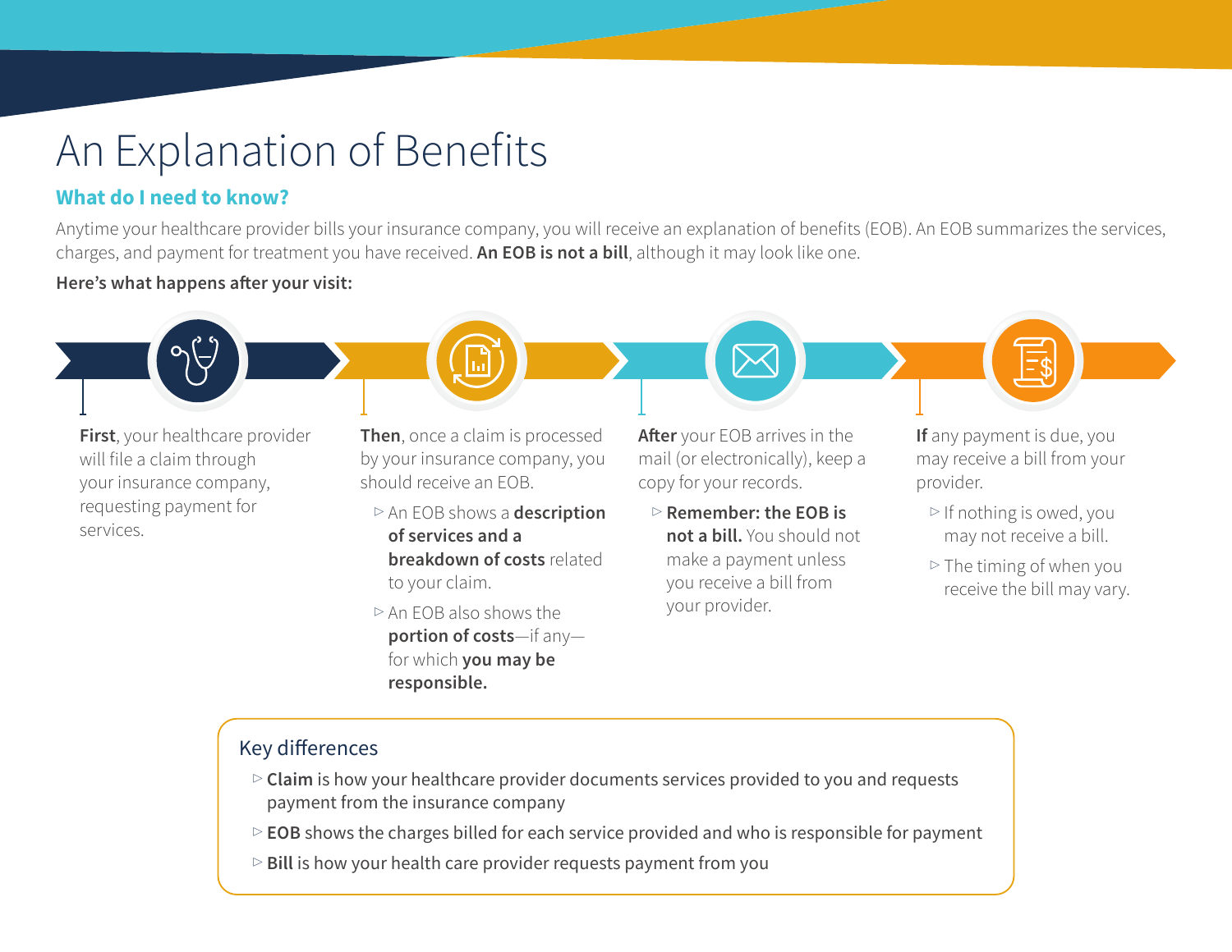# An Explanation of Benefits

## What do I need to know?

Anytime your healthcare provider bills your insurance company, you will receive an explanation of benefits (EOB). An EOB summarizes the services, charges, and payment for treatment you have received. **An EOB is not a bill**, although it may look like one.

**Here's what happens after your visit:**

**First**, your healthcare provider will file a claim through your insurance company, requesting payment for services.

**Then**, once a claim is processed by your insurance company, you should receive an EOB.

- An EOB shows a **description of services and a breakdown of costs** related to your claim.
- An EOB also shows the **portion of costs**—if any—for which **you may be responsible.**

**After** your EOB arrives in the mail (or electronically), keep a copy for your records.

- **Remember: the EOB is not a bill.** You should not make a payment unless you receive a bill from your provider.

**If** any payment is due, you may receive a bill from your provider.

- If nothing is owed, you may not receive a bill.
- The timing of when you receive the bill may vary.

### Key differences

- **Claim** is how your healthcare provider documents services provided to you and requests payment from the insurance company
- **EOB** shows the charges billed for each service provided and who is responsible for payment
- **Bill** is how your health care provider requests payment from you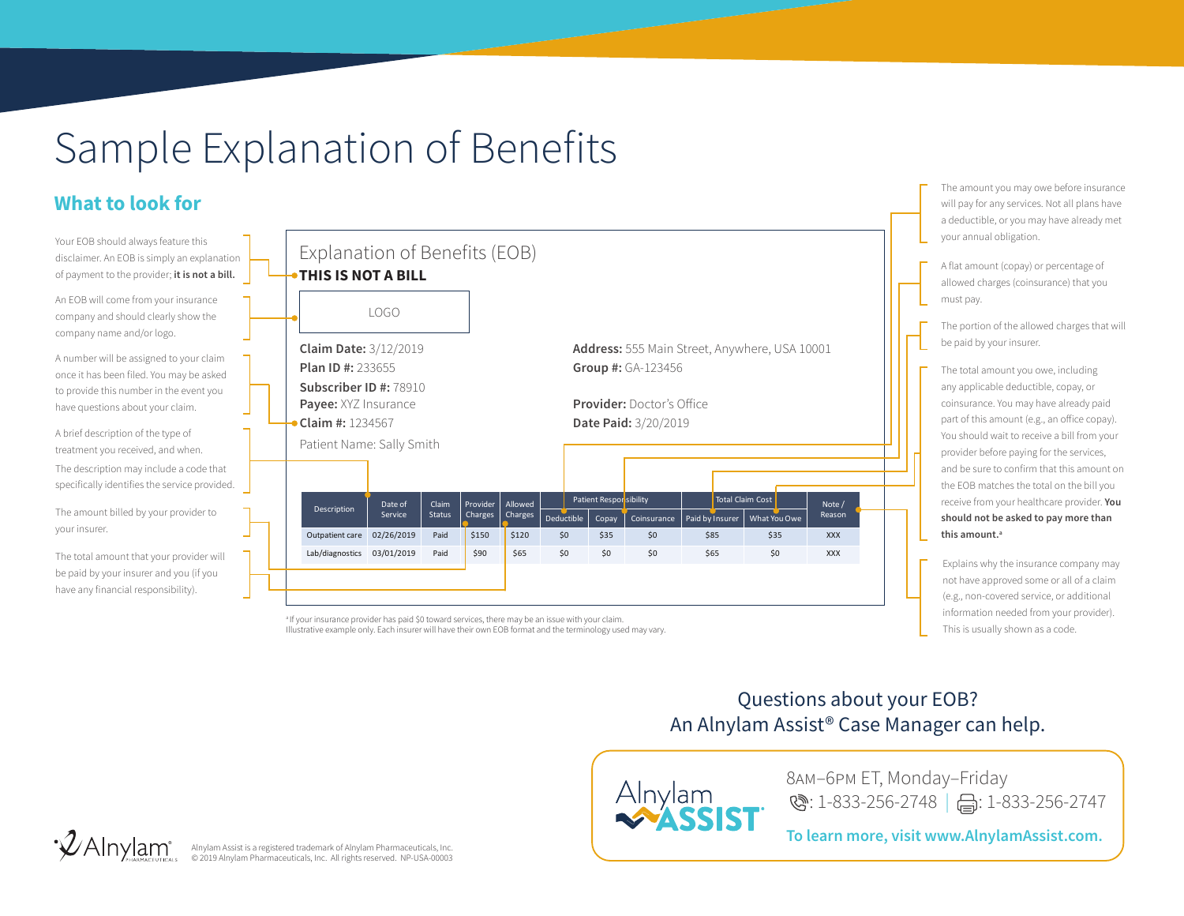# Sample Explanation of Benefits

## What to look for

Your EOB should always feature this disclaimer. An EOB is simply an explanation of payment to the provider; **it is not a bill.**

An EOB will come from your insurance company and should clearly show the company name and/or logo.

A number will be assigned to your claim once it has been filed. You may be asked to provide this number in the event you have questions about your claim.

A brief description of the type of treatment you received, and when.

The description may include a code that specifically identifies the service provided.

The amount billed by your provider to your insurer.

The total amount that your provider will be paid by your insurer and you (if you have any financial responsibility).

### Explanation of Benefits (EOB)

**THIS IS NOT A BILL**

LOGO

**Claim Date:** 3/12/2019
**Plan ID #:** 233655
**Subscriber ID #:** 78910
**Payee:** XYZ Insurance
**Claim #:** 1234567
Patient Name: Sally Smith

**Address:** 555 Main Street, Anywhere, USA 10001
**Group #:** GA-123456

**Provider:** Doctor's Office
**Date Paid:** 3/20/2019

| Description | Date of Service | Claim Status | Provider Charges | Allowed Charges | Patient Responsibility | | | Total Claim Cost | | Note / Reason |
|---|---|---|---|---|---|---|---|---|---|---|
| | | | | | Deductible | Copay | Coinsurance | Paid by Insurer | What You Owe | |
| Outpatient care | 02/26/2019 | Paid | $150 | $120 | $0 | $35 | $0 | $85 | $35 | XXX |
| Lab/diagnostics | 03/01/2019 | Paid | $90 | $65 | $0 | $0 | $0 | $65 | $0 | XXX |

[a] If your insurance provider has paid $0 toward services, there may be an issue with your claim.
Illustrative example only. Each insurer will have their own EOB format and the terminology used may vary.

The amount you may owe before insurance will pay for any services. Not all plans have a deductible, or you may have already met your annual obligation.

A flat amount (copay) or percentage of allowed charges (coinsurance) that you must pay.

The portion of the allowed charges that will be paid by your insurer.

The total amount you owe, including any applicable deductible, copay, or coinsurance. You may have already paid part of this amount (e.g., an office copay). You should wait to receive a bill from your provider before paying for the services, and be sure to confirm that this amount on the EOB matches the total on the bill you receive from your healthcare provider. **You should not be asked to pay more than this amount.**[a]

Explains why the insurance company may not have approved some or all of a claim (e.g., non-covered service, or additional information needed from your provider). This is usually shown as a code.

Questions about your EOB?
An Alnylam Assist® Case Manager can help.

Alnylam ASSIST

8AM–6PM ET, Monday–Friday
Phone: 1-833-256-2748 | Fax: 1-833-256-2747

**To learn more, visit www.AlnylamAssist.com.**

Alnylam Pharmaceuticals

Alnylam Assist is a registered trademark of Alnylam Pharmaceuticals, Inc.
© 2019 Alnylam Pharmaceuticals, Inc. All rights reserved. NP-USA-00003